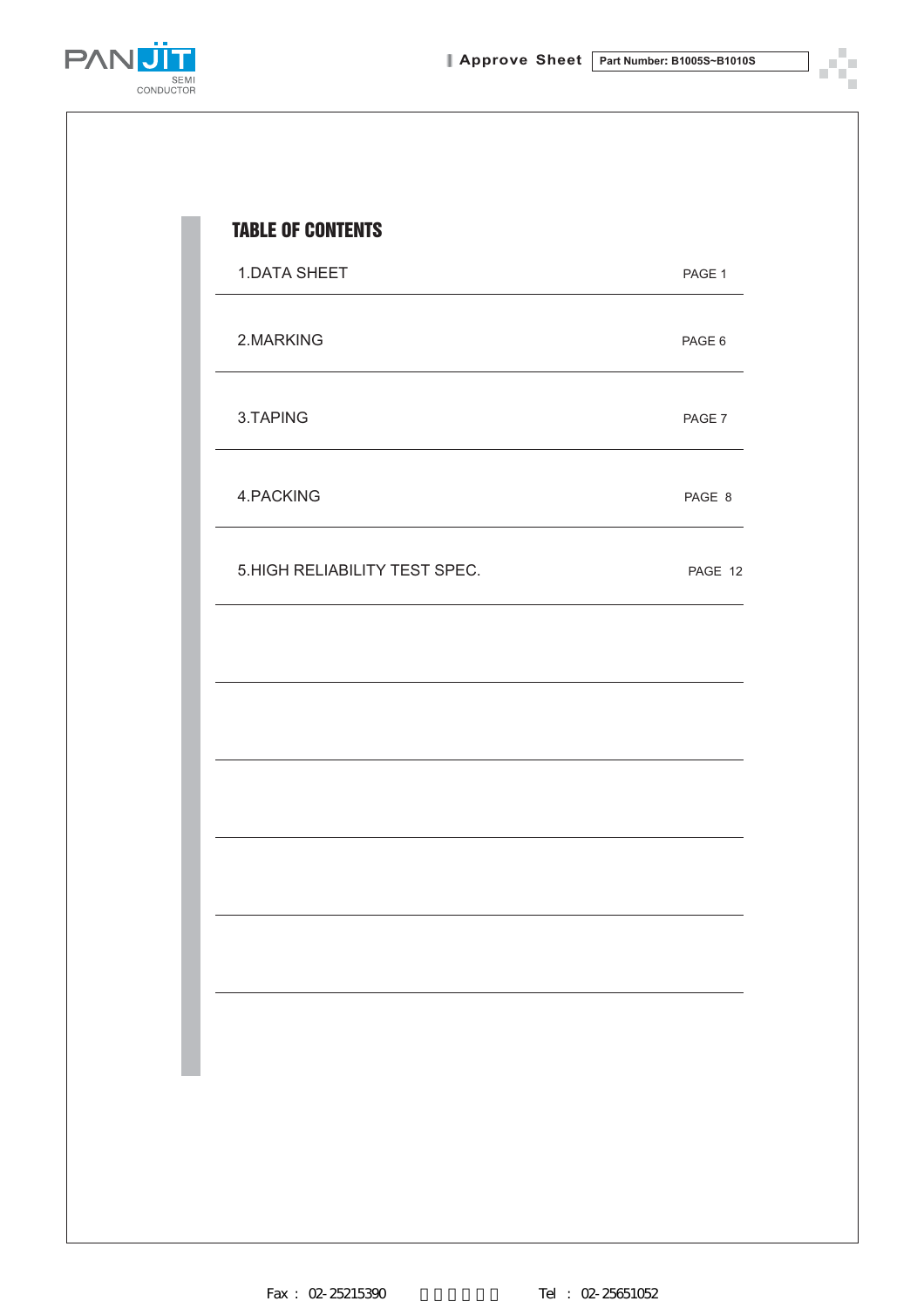# TABLE OF CONTENTS

| | |
|---|---|
| 1.DATA SHEET | PAGE 1 |
| 2.MARKING | PAGE 6 |
| 3.TAPING | PAGE 7 |
| 4.PACKING | PAGE 8 |
| 5.HIGH RELIABILITY TEST SPEC. | PAGE 12 |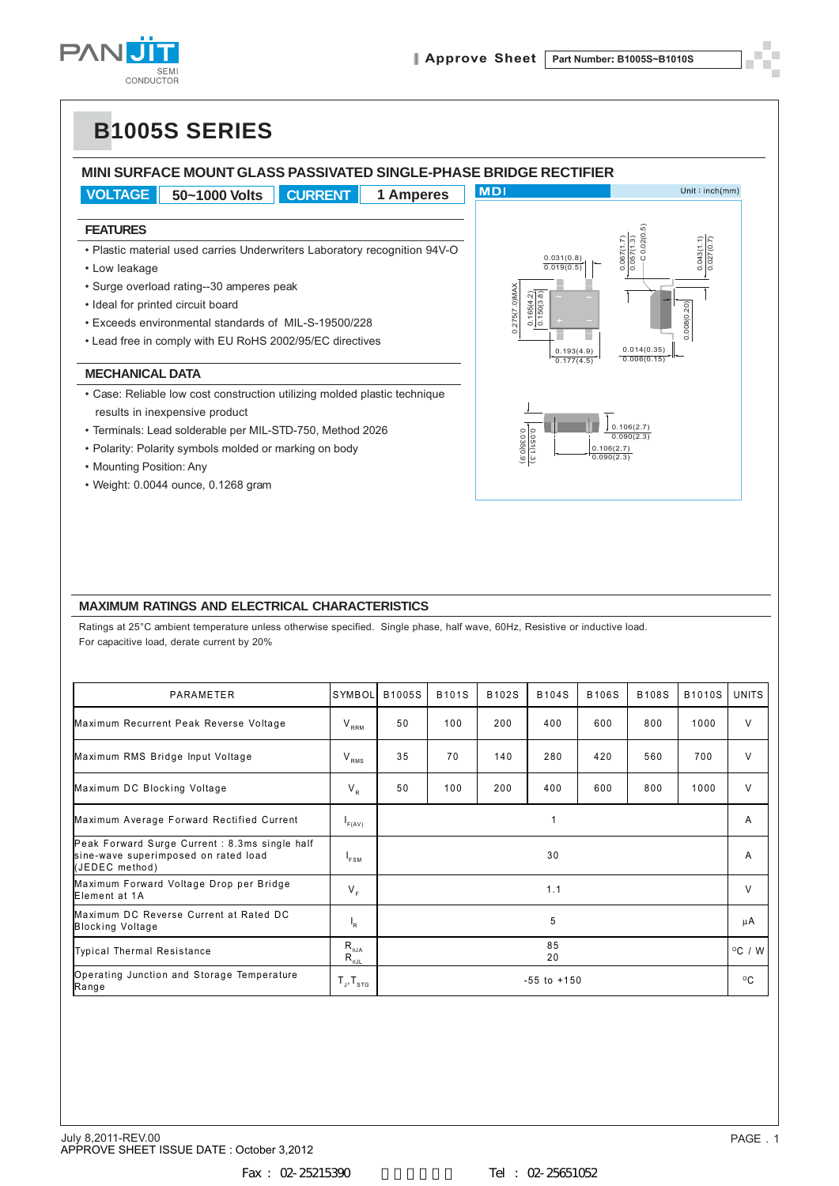Approve Sheet | Part Number: B1005S~B1010S

# B1005S SERIES

## MINI SURFACE MOUNT GLASS PASSIVATED SINGLE-PHASE BRIDGE RECTIFIER

**VOLTAGE** 50~1000 Volts **CURRENT** 1 Amperes

MDI — Unit : inch(mm)

0.031(0.8) / 0.019(0.5); 0.067(1.7) / 0.057(1.3); C 0.02(0.5); 0.043(1.1) / 0.027(0.7); 0.275(7.0)MAX; 0.165(4.2) / 0.150(3.8); 0.008(0.20); 0.193(4.9) / 0.177(4.5); 0.014(0.35) / 0.006(0.15); 0.106(2.7) / 0.090(2.3); 0.035(0.9); 0.051(1.3); 0.106(2.7) / 0.090(2.3)

### FEATURES

- Plastic material used carries Underwriters Laboratory recognition 94V-O
- Low leakage
- Surge overload rating--30 amperes peak
- Ideal for printed circuit board
- Exceeds environmental standards of MIL-S-19500/228
- Lead free in comply with EU RoHS 2002/95/EC directives

### MECHANICAL DATA

- Case: Reliable low cost construction utilizing molded plastic technique results in inexpensive product
- Terminals: Lead solderable per MIL-STD-750, Method 2026
- Polarity: Polarity symbols molded or marking on body
- Mounting Position: Any
- Weight: 0.0044 ounce, 0.1268 gram

### MAXIMUM RATINGS AND ELECTRICAL CHARACTERISTICS

Ratings at 25°C ambient temperature unless otherwise specified. Single phase, half wave, 60Hz, Resistive or inductive load.
For capacitive load, derate current by 20%

| PARAMETER | SYMBOL | B1005S | B101S | B102S | B104S | B106S | B108S | B1010S | UNITS |
|---|---|---|---|---|---|---|---|---|---|
| Maximum Recurrent Peak Reverse Voltage | $V_{RRM}$ | 50 | 100 | 200 | 400 | 600 | 800 | 1000 | V |
| Maximum RMS Bridge Input Voltage | $V_{RMS}$ | 35 | 70 | 140 | 280 | 420 | 560 | 700 | V |
| Maximum DC Blocking Voltage | $V_R$ | 50 | 100 | 200 | 400 | 600 | 800 | 1000 | V |
| Maximum Average Forward Rectified Current | $I_{F(AV)}$ | 1 | | | | | | | A |
| Peak Forward Surge Current : 8.3ms single half sine-wave superimposed on rated load (JEDEC method) | $I_{FSM}$ | 30 | | | | | | | A |
| Maximum Forward Voltage Drop per Bridge Element at 1A | $V_F$ | 1.1 | | | | | | | V |
| Maximum DC Reverse Current at Rated DC Blocking Voltage | $I_R$ | 5 | | | | | | | μA |
| Typical Thermal Resistance | $R_{\theta JA}$ / $R_{\theta JL}$ | 85 / 20 | | | | | | | °C / W |
| Operating Junction and Storage Temperature Range | $T_J, T_{STG}$ | -55 to +150 | | | | | | | °C |

July 8,2011-REV.00
APPROVE SHEET ISSUE DATE : October 3,2012

Fax : 02-25215390 Tel : 02-25651052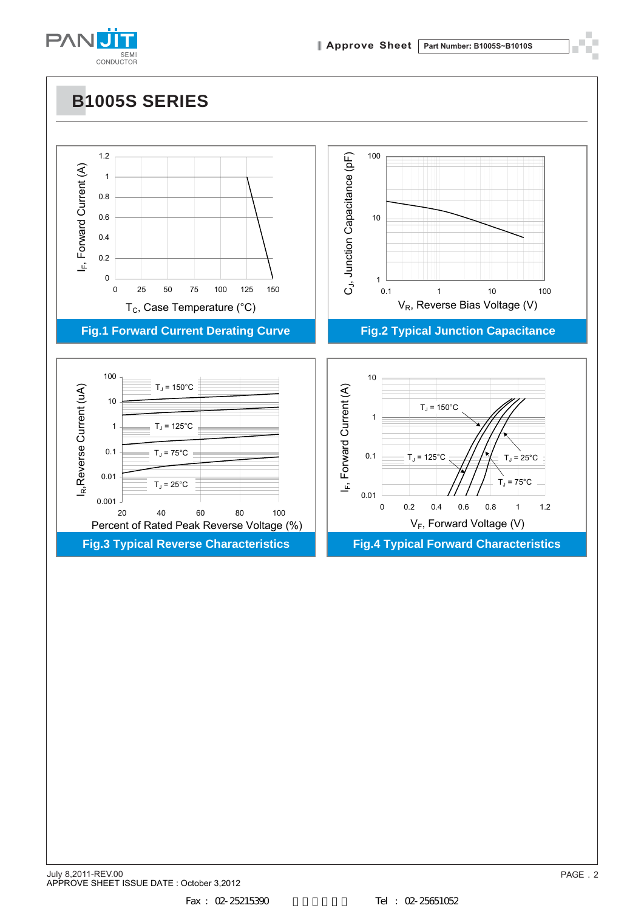# B1005S SERIES

Fig.1 Forward Current Derating Curve

Fig.2 Typical Junction Capacitance

Fig.3 Typical Reverse Characteristics

Fig.4 Typical Forward Characteristics

July 8,2011-REV.00
APPROVE SHEET ISSUE DATE : October 3,2012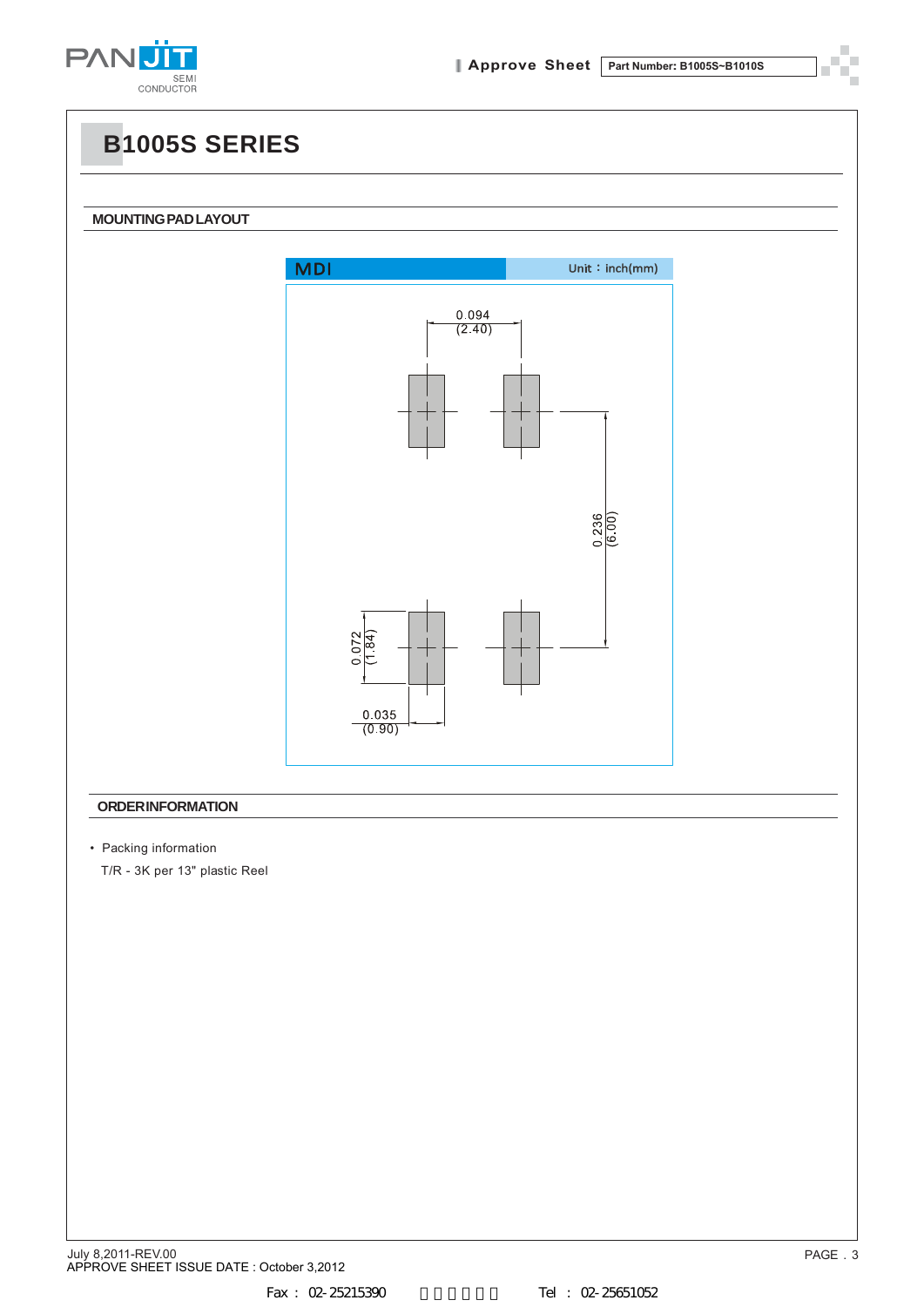# B1005S SERIES

## MOUNTING PAD LAYOUT

MDI Unit：inch(mm)

0.094 (2.40)

0.236 (6.00)

0.072 (1.84)

0.035 (0.90)

## ORDER INFORMATION

- Packing information

  T/R - 3K per 13" plastic Reel

July 8,2011-REV.00
APPROVE SHEET ISSUE DATE : October 3,2012

Fax： 02-25215390 Tel ： 02-25651052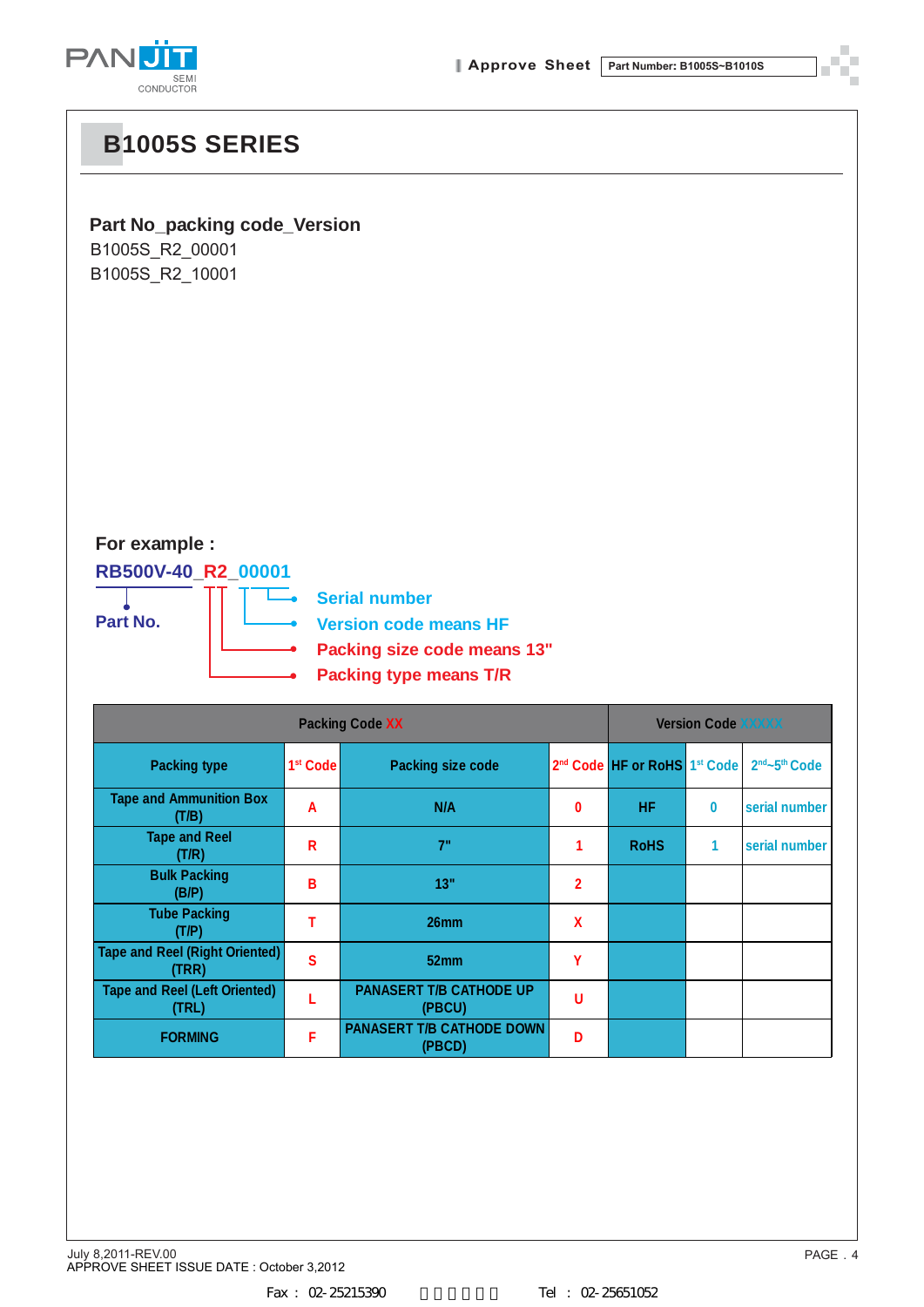# B1005S SERIES

**Part No_packing code_Version**

B1005S_R2_00001

B1005S_R2_10001

**For example :**

**RB500V-40_R2_00001**

- Part No.
- Serial number
- Version code means HF
- Packing size code means 13"
- Packing type means T/R

| Packing Code XX | | | | Version Code XXXXX | | |
|---|---|---|---|---|---|---|
| Packing type | 1st Code | Packing size code | 2nd Code | HF or RoHS | 1st Code | 2nd~5th Code |
| Tape and Ammunition Box (T/B) | A | N/A | 0 | HF | 0 | serial number |
| Tape and Reel (T/R) | R | 7" | 1 | RoHS | 1 | serial number |
| Bulk Packing (B/P) | B | 13" | 2 | | | |
| Tube Packing (T/P) | T | 26mm | X | | | |
| Tape and Reel (Right Oriented) (TRR) | S | 52mm | Y | | | |
| Tape and Reel (Left Oriented) (TRL) | L | PANASERT T/B CATHODE UP (PBCU) | U | | | |
| FORMING | F | PANASERT T/B CATHODE DOWN (PBCD) | D | | | |

July 8,2011-REV.00
APPROVE SHEET ISSUE DATE : October 3,2012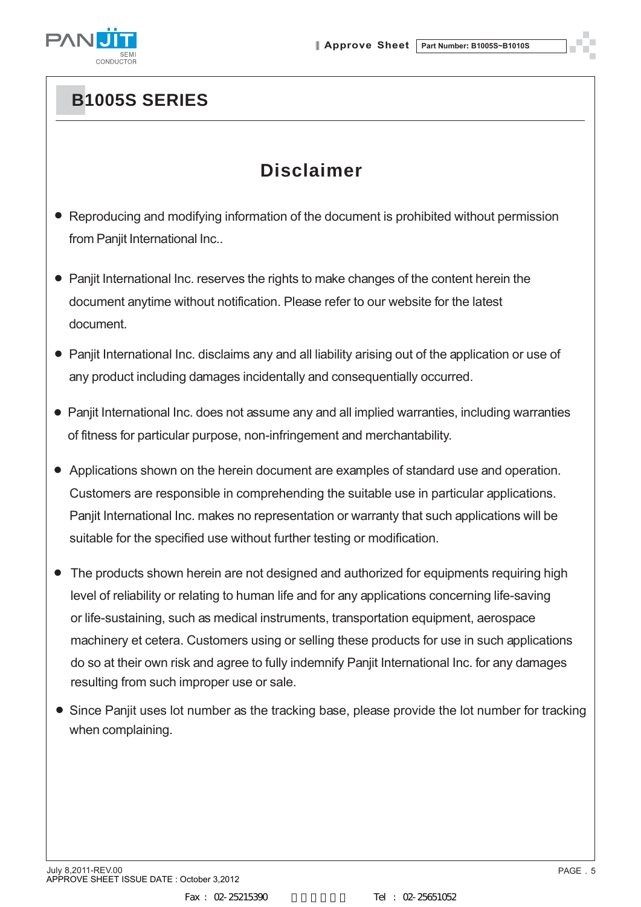# B1005S SERIES

## Disclaimer

- Reproducing and modifying information of the document is prohibited without permission from Panjit International Inc..
- Panjit International Inc. reserves the rights to make changes of the content herein the document anytime without notification. Please refer to our website for the latest document.
- Panjit International Inc. disclaims any and all liability arising out of the application or use of any product including damages incidentally and consequentially occurred.
- Panjit International Inc. does not assume any and all implied warranties, including warranties of fitness for particular purpose, non-infringement and merchantability.
- Applications shown on the herein document are examples of standard use and operation. Customers are responsible in comprehending the suitable use in particular applications. Panjit International Inc. makes no representation or warranty that such applications will be suitable for the specified use without further testing or modification.
- The products shown herein are not designed and authorized for equipments requiring high level of reliability or relating to human life and for any applications concerning life-saving or life-sustaining, such as medical instruments, transportation equipment, aerospace machinery et cetera. Customers using or selling these products for use in such applications do so at their own risk and agree to fully indemnify Panjit International Inc. for any damages resulting from such improper use or sale.
- Since Panjit uses lot number as the tracking base, please provide the lot number for tracking when complaining.

July 8,2011-REV.00
APPROVE SHEET ISSUE DATE : October 3,2012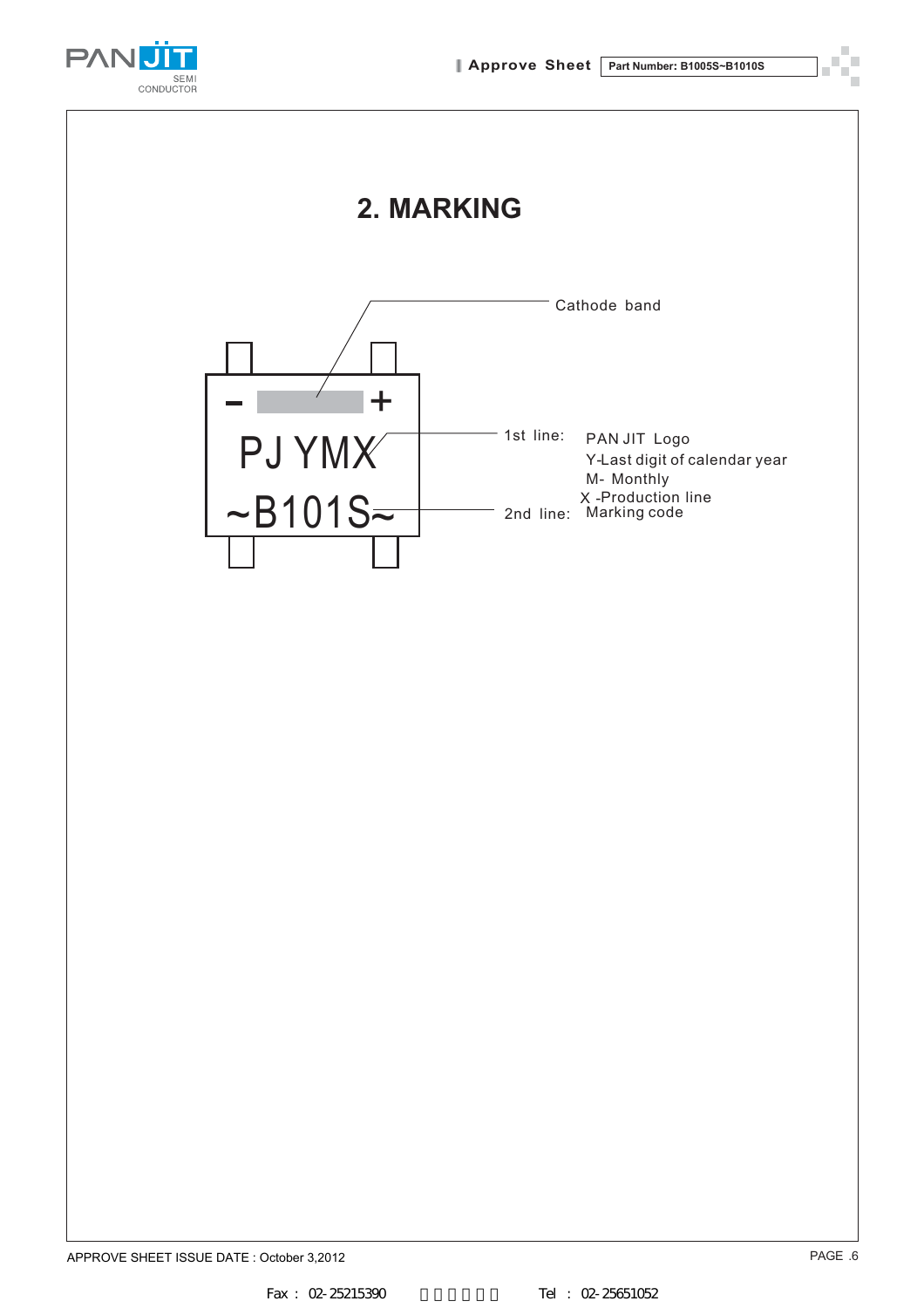## 2. MARKING

- PJ YMX
- ~B101S~

Cathode band

1st line:
- PAN JIT Logo
- Y-Last digit of calendar year
- M- Monthly
- X -Production line

2nd line: Marking code

APPROVE SHEET ISSUE DATE : October 3,2012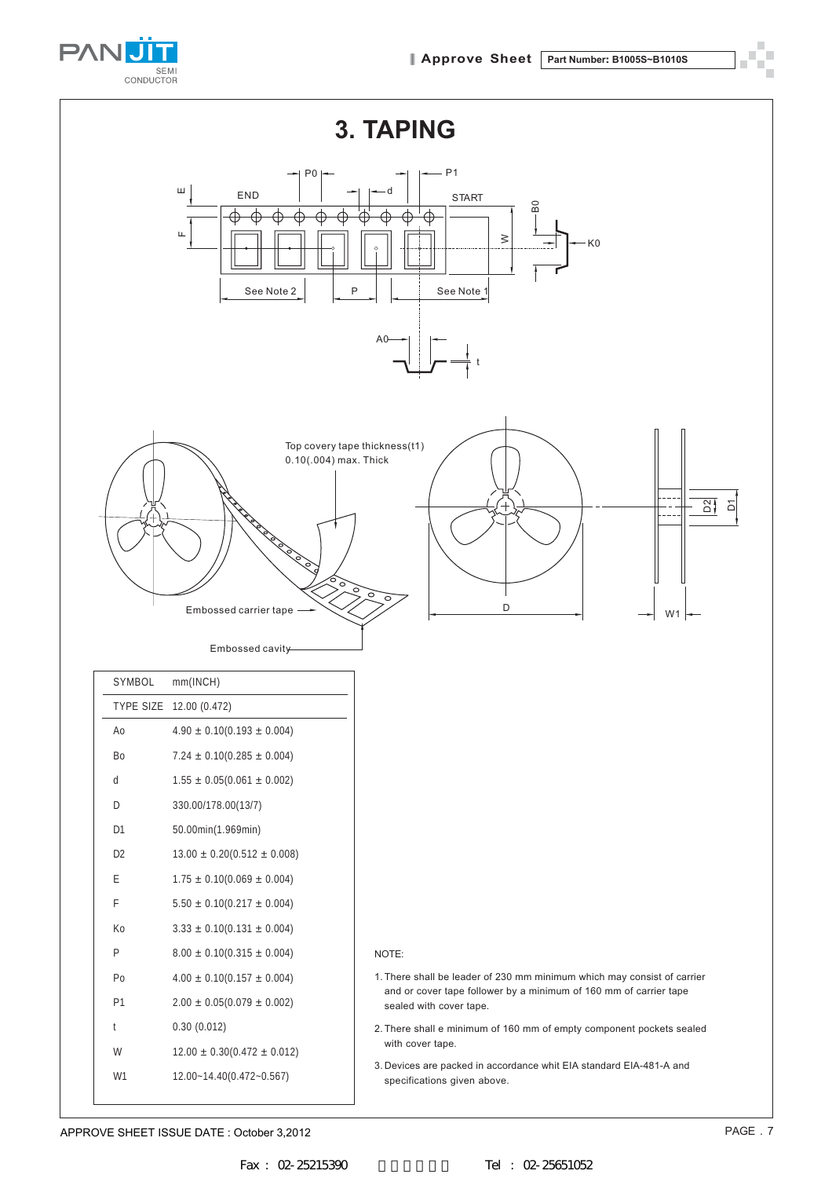# 3. TAPING

Top covery tape thickness(t1) 0.10(.004) max. Thick

Embossed carrier tape

Embossed cavity

| SYMBOL | mm(INCH) |
|---|---|
| TYPE SIZE | 12.00 (0.472) |
| Ao | 4.90 ± 0.10(0.193 ± 0.004) |
| Bo | 7.24 ± 0.10(0.285 ± 0.004) |
| d | 1.55 ± 0.05(0.061 ± 0.002) |
| D | 330.00/178.00(13/7) |
| D1 | 50.00min(1.969min) |
| D2 | 13.00 ± 0.20(0.512 ± 0.008) |
| E | 1.75 ± 0.10(0.069 ± 0.004) |
| F | 5.50 ± 0.10(0.217 ± 0.004) |
| Ko | 3.33 ± 0.10(0.131 ± 0.004) |
| P | 8.00 ± 0.10(0.315 ± 0.004) |
| Po | 4.00 ± 0.10(0.157 ± 0.004) |
| P1 | 2.00 ± 0.05(0.079 ± 0.002) |
| t | 0.30 (0.012) |
| W | 12.00 ± 0.30(0.472 ± 0.012) |
| W1 | 12.00~14.40(0.472~0.567) |

NOTE:

1. There shall be leader of 230 mm minimum which may consist of carrier and or cover tape follower by a minimum of 160 mm of carrier tape sealed with cover tape.
2. There shall e minimum of 160 mm of empty component pockets sealed with cover tape.
3. Devices are packed in accordance whit EIA standard EIA-481-A and specifications given above.

APPROVE SHEET ISSUE DATE : October 3,2012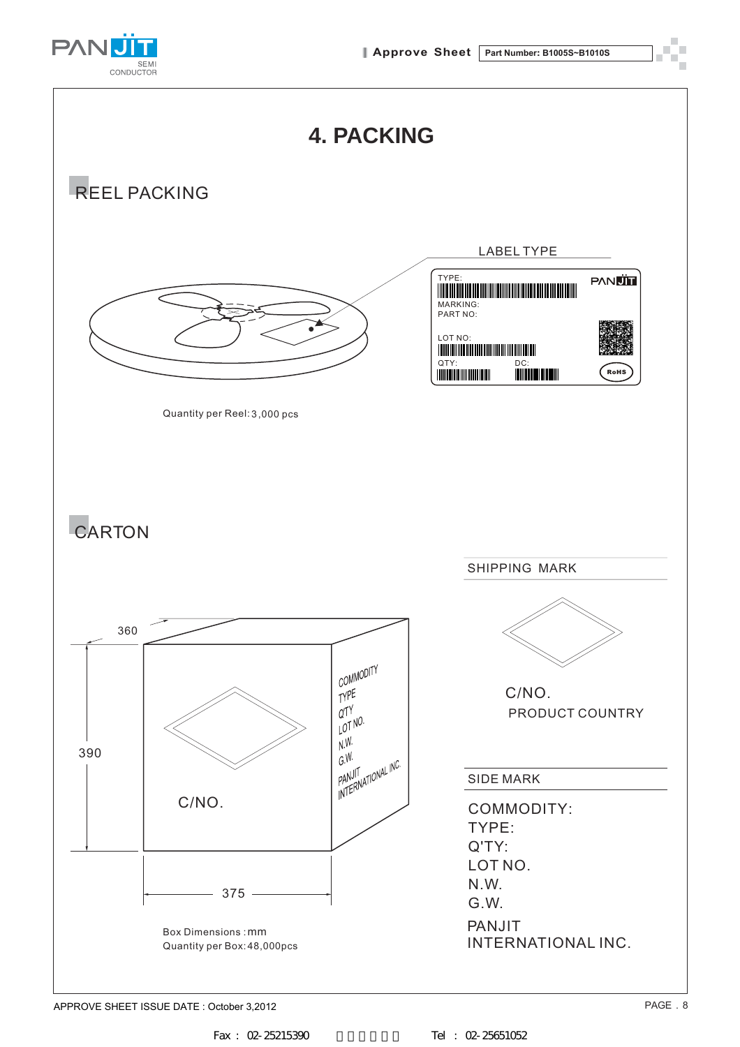# 4. PACKING

## REEL PACKING

LABEL TYPE

TYPE:
MARKING:
PART NO:
LOT NO:
QTY: DC:
RoHS

Quantity per Reel: 3,000 pcs

## CARTON

360

390

375

C/NO.

COMMODITY
TYPE
Q'TY
LOT NO.
N.W.
G.W.
PANJIT
INTERNATIONAL INC.

Box Dimensions : mm
Quantity per Box: 48,000pcs

SHIPPING MARK

C/NO.
PRODUCT COUNTRY

SIDE MARK

COMMODITY:
TYPE:
Q'TY:
LOT NO.
N.W.
G.W.
PANJIT
INTERNATIONAL INC.

APPROVE SHEET ISSUE DATE : October 3,2012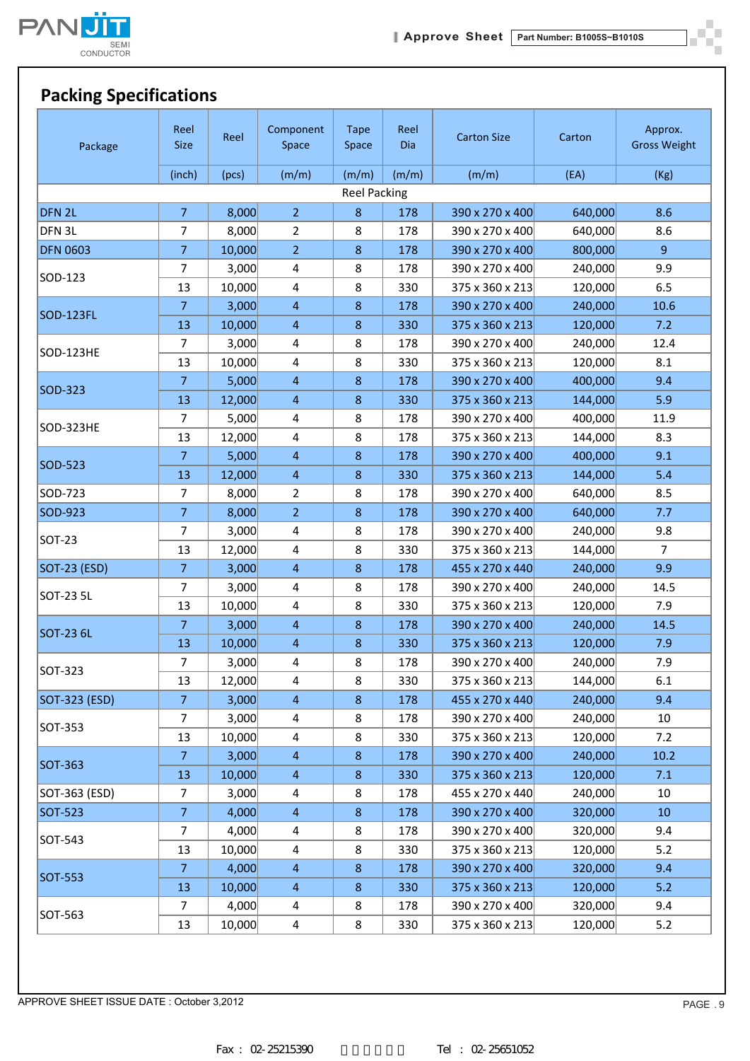## Packing Specifications

| Package | Reel Size | Reel | Component Space | Tape Space | Reel Dia | Carton Size | Carton | Approx. Gross Weight |
|---|---|---|---|---|---|---|---|---|
| | (inch) | (pcs) | (m/m) | (m/m) | (m/m) | (m/m) | (EA) | (Kg) |
| Reel Packing | | | | | | | | |
| DFN 2L | 7 | 8,000 | 2 | 8 | 178 | 390 x 270 x 400 | 640,000 | 8.6 |
| DFN 3L | 7 | 8,000 | 2 | 8 | 178 | 390 x 270 x 400 | 640,000 | 8.6 |
| DFN 0603 | 7 | 10,000 | 2 | 8 | 178 | 390 x 270 x 400 | 800,000 | 9 |
| SOD-123 | 7 | 3,000 | 4 | 8 | 178 | 390 x 270 x 400 | 240,000 | 9.9 |
| | 13 | 10,000 | 4 | 8 | 330 | 375 x 360 x 213 | 120,000 | 6.5 |
| SOD-123FL | 7 | 3,000 | 4 | 8 | 178 | 390 x 270 x 400 | 240,000 | 10.6 |
| | 13 | 10,000 | 4 | 8 | 330 | 375 x 360 x 213 | 120,000 | 7.2 |
| SOD-123HE | 7 | 3,000 | 4 | 8 | 178 | 390 x 270 x 400 | 240,000 | 12.4 |
| | 13 | 10,000 | 4 | 8 | 330 | 375 x 360 x 213 | 120,000 | 8.1 |
| SOD-323 | 7 | 5,000 | 4 | 8 | 178 | 390 x 270 x 400 | 400,000 | 9.4 |
| | 13 | 12,000 | 4 | 8 | 330 | 375 x 360 x 213 | 144,000 | 5.9 |
| SOD-323HE | 7 | 5,000 | 4 | 8 | 178 | 390 x 270 x 400 | 400,000 | 11.9 |
| | 13 | 12,000 | 4 | 8 | 178 | 375 x 360 x 213 | 144,000 | 8.3 |
| SOD-523 | 7 | 5,000 | 4 | 8 | 178 | 390 x 270 x 400 | 400,000 | 9.1 |
| | 13 | 12,000 | 4 | 8 | 330 | 375 x 360 x 213 | 144,000 | 5.4 |
| SOD-723 | 7 | 8,000 | 2 | 8 | 178 | 390 x 270 x 400 | 640,000 | 8.5 |
| SOD-923 | 7 | 8,000 | 2 | 8 | 178 | 390 x 270 x 400 | 640,000 | 7.7 |
| SOT-23 | 7 | 3,000 | 4 | 8 | 178 | 390 x 270 x 400 | 240,000 | 9.8 |
| | 13 | 12,000 | 4 | 8 | 330 | 375 x 360 x 213 | 144,000 | 7 |
| SOT-23 (ESD) | 7 | 3,000 | 4 | 8 | 178 | 455 x 270 x 440 | 240,000 | 9.9 |
| SOT-23 5L | 7 | 3,000 | 4 | 8 | 178 | 390 x 270 x 400 | 240,000 | 14.5 |
| | 13 | 10,000 | 4 | 8 | 330 | 375 x 360 x 213 | 120,000 | 7.9 |
| SOT-23 6L | 7 | 3,000 | 4 | 8 | 178 | 390 x 270 x 400 | 240,000 | 14.5 |
| | 13 | 10,000 | 4 | 8 | 330 | 375 x 360 x 213 | 120,000 | 7.9 |
| SOT-323 | 7 | 3,000 | 4 | 8 | 178 | 390 x 270 x 400 | 240,000 | 7.9 |
| | 13 | 12,000 | 4 | 8 | 330 | 375 x 360 x 213 | 144,000 | 6.1 |
| SOT-323 (ESD) | 7 | 3,000 | 4 | 8 | 178 | 455 x 270 x 440 | 240,000 | 9.4 |
| SOT-353 | 7 | 3,000 | 4 | 8 | 178 | 390 x 270 x 400 | 240,000 | 10 |
| | 13 | 10,000 | 4 | 8 | 330 | 375 x 360 x 213 | 120,000 | 7.2 |
| SOT-363 | 7 | 3,000 | 4 | 8 | 178 | 390 x 270 x 400 | 240,000 | 10.2 |
| | 13 | 10,000 | 4 | 8 | 330 | 375 x 360 x 213 | 120,000 | 7.1 |
| SOT-363 (ESD) | 7 | 3,000 | 4 | 8 | 178 | 455 x 270 x 440 | 240,000 | 10 |
| SOT-523 | 7 | 4,000 | 4 | 8 | 178 | 390 x 270 x 400 | 320,000 | 10 |
| SOT-543 | 7 | 4,000 | 4 | 8 | 178 | 390 x 270 x 400 | 320,000 | 9.4 |
| | 13 | 10,000 | 4 | 8 | 330 | 375 x 360 x 213 | 120,000 | 5.2 |
| SOT-553 | 7 | 4,000 | 4 | 8 | 178 | 390 x 270 x 400 | 320,000 | 9.4 |
| | 13 | 10,000 | 4 | 8 | 330 | 375 x 360 x 213 | 120,000 | 5.2 |
| SOT-563 | 7 | 4,000 | 4 | 8 | 178 | 390 x 270 x 400 | 320,000 | 9.4 |
| | 13 | 10,000 | 4 | 8 | 330 | 375 x 360 x 213 | 120,000 | 5.2 |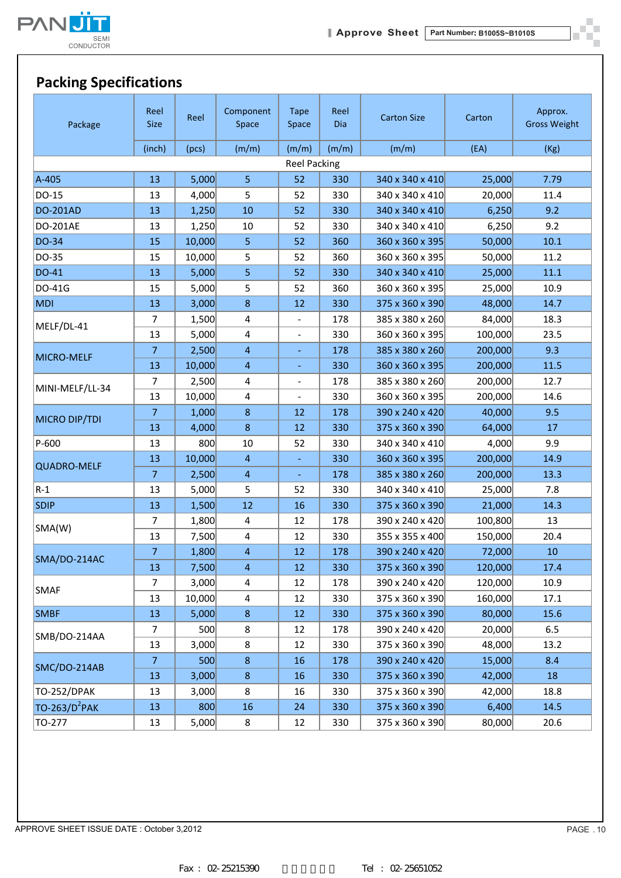## Packing Specifications

| Package | Reel Size | Reel | Component Space | Tape Space | Reel Dia | Carton Size | Carton | Approx. Gross Weight |
|---|---|---|---|---|---|---|---|---|
| | (inch) | (pcs) | (m/m) | (m/m) | (m/m) | (m/m) | (EA) | (Kg) |
| Reel Packing | | | | | | | | |
| A-405 | 13 | 5,000 | 5 | 52 | 330 | 340 x 340 x 410 | 25,000 | 7.79 |
| DO-15 | 13 | 4,000 | 5 | 52 | 330 | 340 x 340 x 410 | 20,000 | 11.4 |
| DO-201AD | 13 | 1,250 | 10 | 52 | 330 | 340 x 340 x 410 | 6,250 | 9.2 |
| DO-201AE | 13 | 1,250 | 10 | 52 | 330 | 340 x 340 x 410 | 6,250 | 9.2 |
| DO-34 | 15 | 10,000 | 5 | 52 | 360 | 360 x 360 x 395 | 50,000 | 10.1 |
| DO-35 | 15 | 10,000 | 5 | 52 | 360 | 360 x 360 x 395 | 50,000 | 11.2 |
| DO-41 | 13 | 5,000 | 5 | 52 | 330 | 340 x 340 x 410 | 25,000 | 11.1 |
| DO-41G | 15 | 5,000 | 5 | 52 | 360 | 360 x 360 x 395 | 25,000 | 10.9 |
| MDI | 13 | 3,000 | 8 | 12 | 330 | 375 x 360 x 390 | 48,000 | 14.7 |
| MELF/DL-41 | 7 | 1,500 | 4 | - | 178 | 385 x 380 x 260 | 84,000 | 18.3 |
| | 13 | 5,000 | 4 | - | 330 | 360 x 360 x 395 | 100,000 | 23.5 |
| MICRO-MELF | 7 | 2,500 | 4 | - | 178 | 385 x 380 x 260 | 200,000 | 9.3 |
| | 13 | 10,000 | 4 | - | 330 | 360 x 360 x 395 | 200,000 | 11.5 |
| MINI-MELF/LL-34 | 7 | 2,500 | 4 | - | 178 | 385 x 380 x 260 | 200,000 | 12.7 |
| | 13 | 10,000 | 4 | - | 330 | 360 x 360 x 395 | 200,000 | 14.6 |
| MICRO DIP/TDI | 7 | 1,000 | 8 | 12 | 178 | 390 x 240 x 420 | 40,000 | 9.5 |
| | 13 | 4,000 | 8 | 12 | 330 | 375 x 360 x 390 | 64,000 | 17 |
| P-600 | 13 | 800 | 10 | 52 | 330 | 340 x 340 x 410 | 4,000 | 9.9 |
| QUADRO-MELF | 13 | 10,000 | 4 | - | 330 | 360 x 360 x 395 | 200,000 | 14.9 |
| | 7 | 2,500 | 4 | - | 178 | 385 x 380 x 260 | 200,000 | 13.3 |
| R-1 | 13 | 5,000 | 5 | 52 | 330 | 340 x 340 x 410 | 25,000 | 7.8 |
| SDIP | 13 | 1,500 | 12 | 16 | 330 | 375 x 360 x 390 | 21,000 | 14.3 |
| SMA(W) | 7 | 1,800 | 4 | 12 | 178 | 390 x 240 x 420 | 100,800 | 13 |
| | 13 | 7,500 | 4 | 12 | 330 | 355 x 355 x 400 | 150,000 | 20.4 |
| SMA/DO-214AC | 7 | 1,800 | 4 | 12 | 178 | 390 x 240 x 420 | 72,000 | 10 |
| | 13 | 7,500 | 4 | 12 | 330 | 375 x 360 x 390 | 120,000 | 17.4 |
| SMAF | 7 | 3,000 | 4 | 12 | 178 | 390 x 240 x 420 | 120,000 | 10.9 |
| | 13 | 10,000 | 4 | 12 | 330 | 375 x 360 x 390 | 160,000 | 17.1 |
| SMBF | 13 | 5,000 | 8 | 12 | 330 | 375 x 360 x 390 | 80,000 | 15.6 |
| SMB/DO-214AA | 7 | 500 | 8 | 12 | 178 | 390 x 240 x 420 | 20,000 | 6.5 |
| | 13 | 3,000 | 8 | 12 | 330 | 375 x 360 x 390 | 48,000 | 13.2 |
| SMC/DO-214AB | 7 | 500 | 8 | 16 | 178 | 390 x 240 x 420 | 15,000 | 8.4 |
| | 13 | 3,000 | 8 | 16 | 330 | 375 x 360 x 390 | 42,000 | 18 |
| TO-252/DPAK | 13 | 3,000 | 8 | 16 | 330 | 375 x 360 x 390 | 42,000 | 18.8 |
| TO-263/D$^2$PAK | 13 | 800 | 16 | 24 | 330 | 375 x 360 x 390 | 6,400 | 14.5 |
| TO-277 | 13 | 5,000 | 8 | 12 | 330 | 375 x 360 x 390 | 80,000 | 20.6 |

APPROVE SHEET ISSUE DATE : October 3,2012

Fax : 02-25215390 Tel : 02-25651052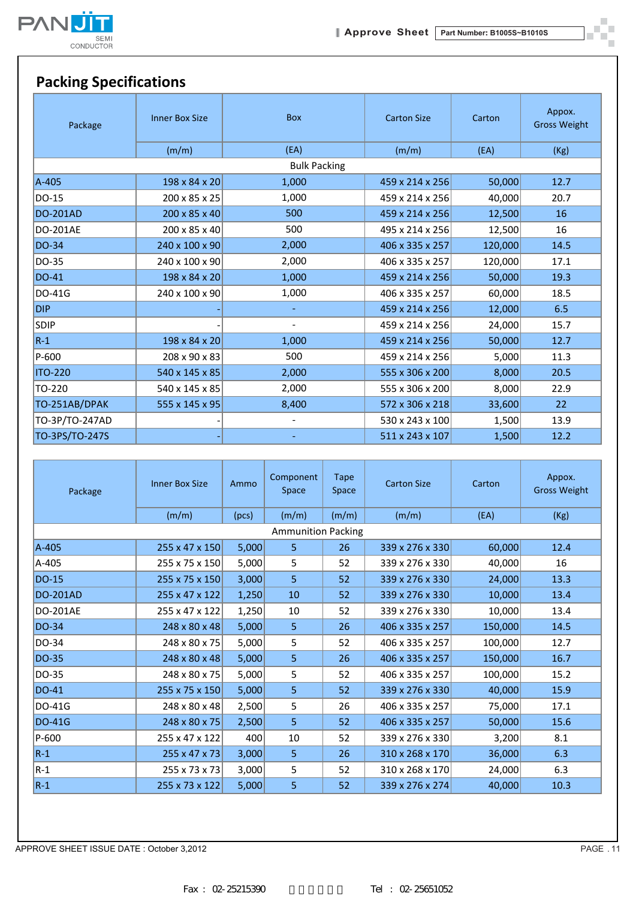## Packing Specifications

| Package | Inner Box Size | Box | Carton Size | Carton | Appox. Gross Weight |
|---|---|---|---|---|---|
| | (m/m) | (EA) | (m/m) | (EA) | (Kg) |
| Bulk Packing | | | | | |
| A-405 | 198 x 84 x 20 | 1,000 | 459 x 214 x 256 | 50,000 | 12.7 |
| DO-15 | 200 x 85 x 25 | 1,000 | 459 x 214 x 256 | 40,000 | 20.7 |
| DO-201AD | 200 x 85 x 40 | 500 | 459 x 214 x 256 | 12,500 | 16 |
| DO-201AE | 200 x 85 x 40 | 500 | 495 x 214 x 256 | 12,500 | 16 |
| DO-34 | 240 x 100 x 90 | 2,000 | 406 x 335 x 257 | 120,000 | 14.5 |
| DO-35 | 240 x 100 x 90 | 2,000 | 406 x 335 x 257 | 120,000 | 17.1 |
| DO-41 | 198 x 84 x 20 | 1,000 | 459 x 214 x 256 | 50,000 | 19.3 |
| DO-41G | 240 x 100 x 90 | 1,000 | 406 x 335 x 257 | 60,000 | 18.5 |
| DIP | - | - | 459 x 214 x 256 | 12,000 | 6.5 |
| SDIP | - | - | 459 x 214 x 256 | 24,000 | 15.7 |
| R-1 | 198 x 84 x 20 | 1,000 | 459 x 214 x 256 | 50,000 | 12.7 |
| P-600 | 208 x 90 x 83 | 500 | 459 x 214 x 256 | 5,000 | 11.3 |
| ITO-220 | 540 x 145 x 85 | 2,000 | 555 x 306 x 200 | 8,000 | 20.5 |
| TO-220 | 540 x 145 x 85 | 2,000 | 555 x 306 x 200 | 8,000 | 22.9 |
| TO-251AB/DPAK | 555 x 145 x 95 | 8,400 | 572 x 306 x 218 | 33,600 | 22 |
| TO-3P/TO-247AD | - | - | 530 x 243 x 100 | 1,500 | 13.9 |
| TO-3PS/TO-247S | - | - | 511 x 243 x 107 | 1,500 | 12.2 |

| Package | Inner Box Size | Ammo | Component Space | Tape Space | Carton Size | Carton | Appox. Gross Weight |
|---|---|---|---|---|---|---|---|
| | (m/m) | (pcs) | (m/m) | (m/m) | (m/m) | (EA) | (Kg) |
| Ammunition Packing | | | | | | | |
| A-405 | 255 x 47 x 150 | 5,000 | 5 | 26 | 339 x 276 x 330 | 60,000 | 12.4 |
| A-405 | 255 x 75 x 150 | 5,000 | 5 | 52 | 339 x 276 x 330 | 40,000 | 16 |
| DO-15 | 255 x 75 x 150 | 3,000 | 5 | 52 | 339 x 276 x 330 | 24,000 | 13.3 |
| DO-201AD | 255 x 47 x 122 | 1,250 | 10 | 52 | 339 x 276 x 330 | 10,000 | 13.4 |
| DO-201AE | 255 x 47 x 122 | 1,250 | 10 | 52 | 339 x 276 x 330 | 10,000 | 13.4 |
| DO-34 | 248 x 80 x 48 | 5,000 | 5 | 26 | 406 x 335 x 257 | 150,000 | 14.5 |
| DO-34 | 248 x 80 x 75 | 5,000 | 5 | 52 | 406 x 335 x 257 | 100,000 | 12.7 |
| DO-35 | 248 x 80 x 48 | 5,000 | 5 | 26 | 406 x 335 x 257 | 150,000 | 16.7 |
| DO-35 | 248 x 80 x 75 | 5,000 | 5 | 52 | 406 x 335 x 257 | 100,000 | 15.2 |
| DO-41 | 255 x 75 x 150 | 5,000 | 5 | 52 | 339 x 276 x 330 | 40,000 | 15.9 |
| DO-41G | 248 x 80 x 48 | 2,500 | 5 | 26 | 406 x 335 x 257 | 75,000 | 17.1 |
| DO-41G | 248 x 80 x 75 | 2,500 | 5 | 52 | 406 x 335 x 257 | 50,000 | 15.6 |
| P-600 | 255 x 47 x 122 | 400 | 10 | 52 | 339 x 276 x 330 | 3,200 | 8.1 |
| R-1 | 255 x 47 x 73 | 3,000 | 5 | 26 | 310 x 268 x 170 | 36,000 | 6.3 |
| R-1 | 255 x 73 x 73 | 3,000 | 5 | 52 | 310 x 268 x 170 | 24,000 | 6.3 |
| R-1 | 255 x 73 x 122 | 5,000 | 5 | 52 | 339 x 276 x 274 | 40,000 | 10.3 |

APPROVE SHEET ISSUE DATE : October 3,2012

Fax : 02-25215390　　Tel : 02-25651052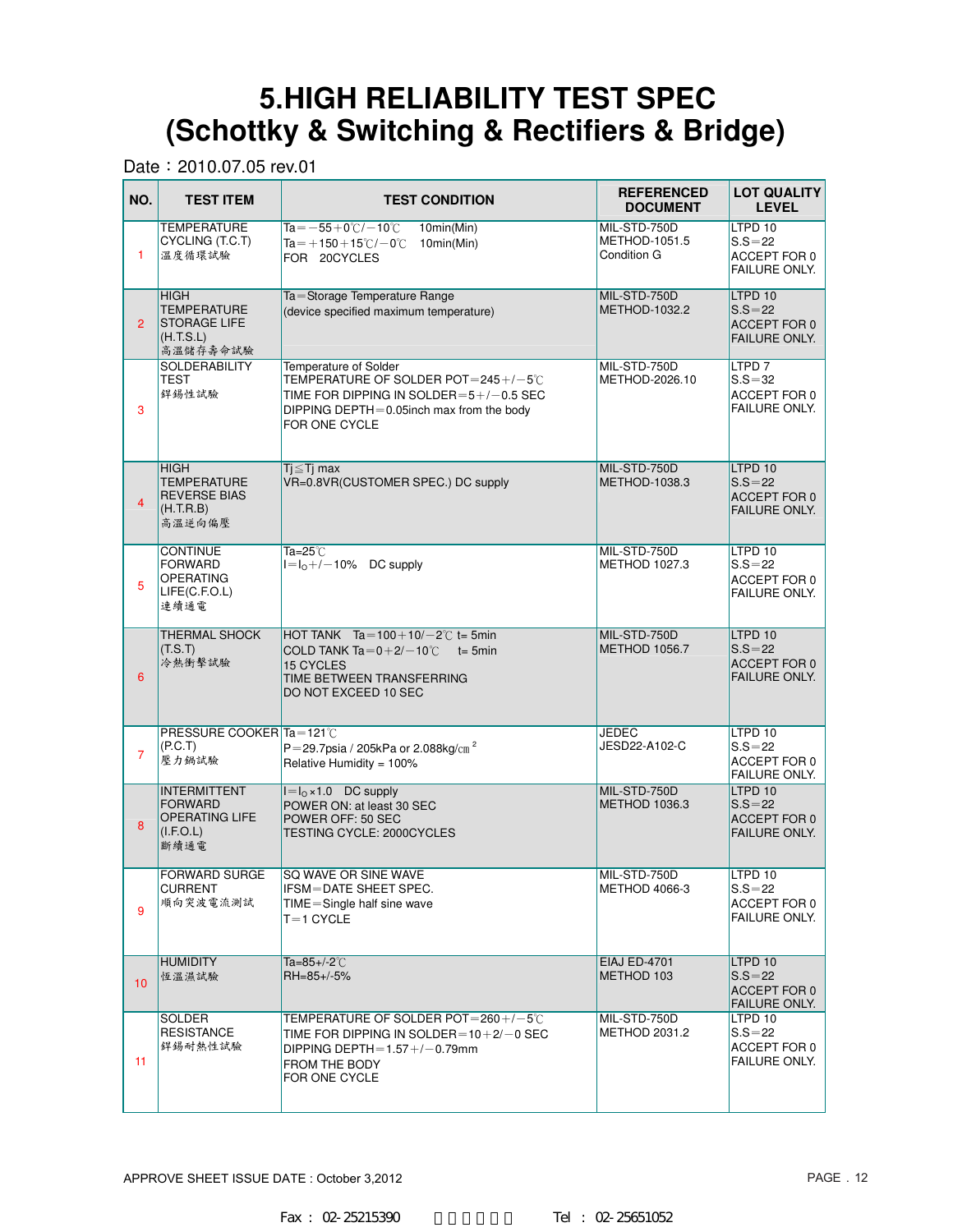# 5.HIGH RELIABILITY TEST SPEC
# (Schottky & Switching & Rectifiers & Bridge)

Date：2010.07.05 rev.01

| NO. | TEST ITEM | TEST CONDITION | REFERENCED DOCUMENT | LOT QUALITY LEVEL |
|---|---|---|---|---|
| 1 | TEMPERATURE CYCLING (T.C.T) 溫度循環試驗 | Ta＝－55＋0℃/－10℃ 10min(Min)<br>Ta＝＋150＋15℃/－0℃ 10min(Min)<br>FOR 20CYCLES | MIL-STD-750D METHOD-1051.5 Condition G | LTPD 10 S.S＝22 ACCEPT FOR 0 FAILURE ONLY. |
| 2 | HIGH TEMPERATURE STORAGE LIFE (H.T.S.L) 高溫儲存壽命試驗 | Ta＝Storage Temperature Range<br>(device specified maximum temperature) | MIL-STD-750D METHOD-1032.2 | LTPD 10 S.S＝22 ACCEPT FOR 0 FAILURE ONLY. |
| 3 | SOLDERABILITY TEST 銲錫性試驗 | Temperature of Solder<br>TEMPERATURE OF SOLDER POT＝245＋/－5℃<br>TIME FOR DIPPING IN SOLDER＝5＋/－0.5 SEC<br>DIPPING DEPTH＝0.05inch max from the body<br>FOR ONE CYCLE | MIL-STD-750D METHOD-2026.10 | LTPD 7 S.S＝32 ACCEPT FOR 0 FAILURE ONLY. |
| 4 | HIGH TEMPERATURE REVERSE BIAS (H.T.R.B) 高溫逆向偏壓 | Tj≦Tj max<br>VR=0.8VR(CUSTOMER SPEC.) DC supply | MIL-STD-750D METHOD-1038.3 | LTPD 10 S.S＝22 ACCEPT FOR 0 FAILURE ONLY. |
| 5 | CONTINUE FORWARD OPERATING LIFE(C.F.O.L) 連續通電 | Ta=25℃<br>I＝$I_O$＋/－10% DC supply | MIL-STD-750D METHOD 1027.3 | LTPD 10 S.S＝22 ACCEPT FOR 0 FAILURE ONLY. |
| 6 | THERMAL SHOCK (T.S.T) 冷熱衝擊試驗 | HOT TANK Ta＝100＋10/－2℃ t= 5min<br>COLD TANK Ta＝0＋2/－10℃ t= 5min<br>15 CYCLES<br>TIME BETWEEN TRANSFERRING<br>DO NOT EXCEED 10 SEC | MIL-STD-750D METHOD 1056.7 | LTPD 10 S.S＝22 ACCEPT FOR 0 FAILURE ONLY. |
| 7 | PRESSURE COOKER (P.C.T) 壓力鍋試驗 | Ta＝121℃<br>P＝29.7psia / 205kPa or 2.088kg/㎝ $^2$<br>Relative Humidity = 100% | JEDEC JESD22-A102-C | LTPD 10 S.S＝22 ACCEPT FOR 0 FAILURE ONLY. |
| 8 | INTERMITTENT FORWARD OPERATING LIFE (I.F.O.L) 斷續通電 | I＝$I_O$×1.0 DC supply<br>POWER ON: at least 30 SEC<br>POWER OFF: 50 SEC<br>TESTING CYCLE: 2000CYCLES | MIL-STD-750D METHOD 1036.3 | LTPD 10 S.S＝22 ACCEPT FOR 0 FAILURE ONLY. |
| 9 | FORWARD SURGE CURRENT 順向突波電流測試 | SQ WAVE OR SINE WAVE<br>IFSM＝DATE SHEET SPEC.<br>TIME＝Single half sine wave<br>T＝1 CYCLE | MIL-STD-750D METHOD 4066-3 | LTPD 10 S.S＝22 ACCEPT FOR 0 FAILURE ONLY. |
| 10 | HUMIDITY 恆溫濕試驗 | Ta=85+/-2℃<br>RH=85+/-5% | EIAJ ED-4701 METHOD 103 | LTPD 10 S.S＝22 ACCEPT FOR 0 FAILURE ONLY. |
| 11 | SOLDER RESISTANCE 銲錫耐熱性試驗 | TEMPERATURE OF SOLDER POT＝260＋/－5℃<br>TIME FOR DIPPING IN SOLDER＝10＋2/－0 SEC<br>DIPPING DEPTH＝1.57＋/－0.79mm<br>FROM THE BODY<br>FOR ONE CYCLE | MIL-STD-750D METHOD 2031.2 | LTPD 10 S.S＝22 ACCEPT FOR 0 FAILURE ONLY. |

APPROVE SHEET ISSUE DATE : October 3,2012

Fax : 02-25215390 Tel : 02-25651052